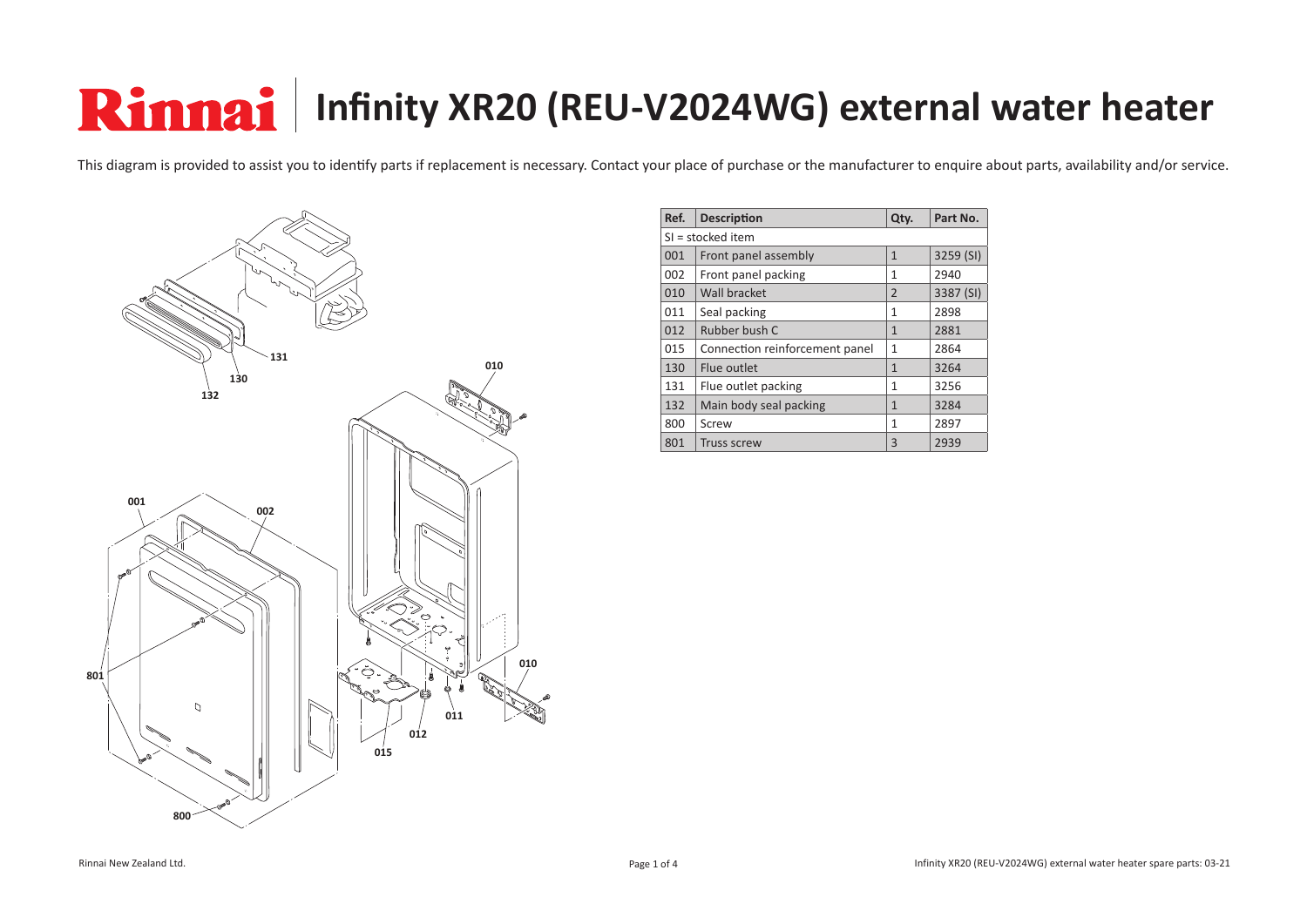# Rinnai | Infinity XR20 (REU-V2024WG) external water heater

This diagram is provided to assist you to identify parts if replacement is necessary. Contact your place of purchase or the manufacturer to enquire about parts, availability and/or service.

| Ref. | Description | Qty. | Part No. |
|---|---|---|---|
| SI = stocked item | | | |
| 001 | Front panel assembly | 1 | 3259 (SI) |
| 002 | Front panel packing | 1 | 2940 |
| 010 | Wall bracket | 2 | 3387 (SI) |
| 011 | Seal packing | 1 | 2898 |
| 012 | Rubber bush C | 1 | 2881 |
| 015 | Connection reinforcement panel | 1 | 2864 |
| 130 | Flue outlet | 1 | 3264 |
| 131 | Flue outlet packing | 1 | 3256 |
| 132 | Main body seal packing | 1 | 3284 |
| 800 | Screw | 1 | 2897 |
| 801 | Truss screw | 3 | 2939 |

Rinnai New Zealand Ltd.

Infinity XR20 (REU-V2024WG) external water heater spare parts: 03-21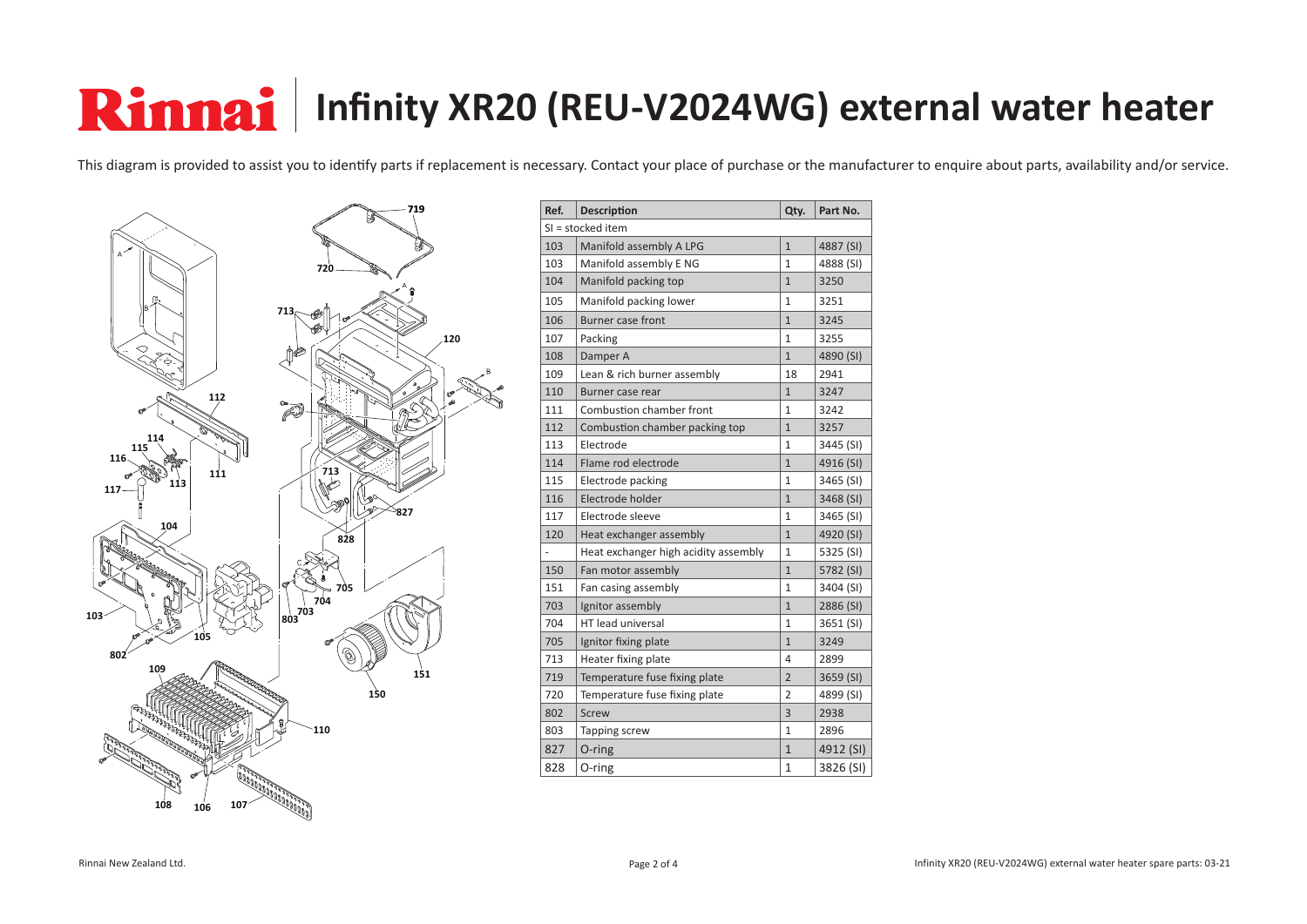# Rinnai | Infinity XR20 (REU-V2024WG) external water heater

This diagram is provided to assist you to identify parts if replacement is necessary. Contact your place of purchase or the manufacturer to enquire about parts, availability and/or service.

| Ref. | Description | Qty. | Part No. |
|---|---|---|---|
| SI = stocked item | | | |
| 103 | Manifold assembly A LPG | 1 | 4887 (SI) |
| 103 | Manifold assembly E NG | 1 | 4888 (SI) |
| 104 | Manifold packing top | 1 | 3250 |
| 105 | Manifold packing lower | 1 | 3251 |
| 106 | Burner case front | 1 | 3245 |
| 107 | Packing | 1 | 3255 |
| 108 | Damper A | 1 | 4890 (SI) |
| 109 | Lean & rich burner assembly | 18 | 2941 |
| 110 | Burner case rear | 1 | 3247 |
| 111 | Combustion chamber front | 1 | 3242 |
| 112 | Combustion chamber packing top | 1 | 3257 |
| 113 | Electrode | 1 | 3445 (SI) |
| 114 | Flame rod electrode | 1 | 4916 (SI) |
| 115 | Electrode packing | 1 | 3465 (SI) |
| 116 | Electrode holder | 1 | 3468 (SI) |
| 117 | Electrode sleeve | 1 | 3465 (SI) |
| 120 | Heat exchanger assembly | 1 | 4920 (SI) |
| - | Heat exchanger high acidity assembly | 1 | 5325 (SI) |
| 150 | Fan motor assembly | 1 | 5782 (SI) |
| 151 | Fan casing assembly | 1 | 3404 (SI) |
| 703 | Ignitor assembly | 1 | 2886 (SI) |
| 704 | HT lead universal | 1 | 3651 (SI) |
| 705 | Ignitor fixing plate | 1 | 3249 |
| 713 | Heater fixing plate | 4 | 2899 |
| 719 | Temperature fuse fixing plate | 2 | 3659 (SI) |
| 720 | Temperature fuse fixing plate | 2 | 4899 (SI) |
| 802 | Screw | 3 | 2938 |
| 803 | Tapping screw | 1 | 2896 |
| 827 | O-ring | 1 | 4912 (SI) |
| 828 | O-ring | 1 | 3826 (SI) |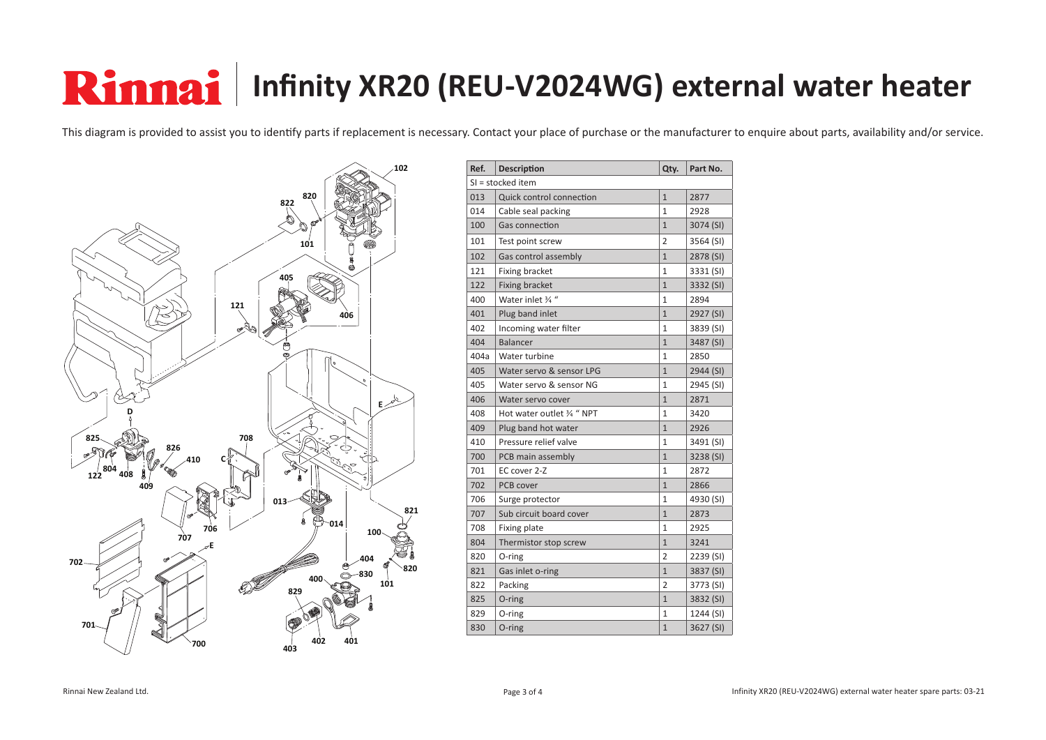# Rinnai | Infinity XR20 (REU-V2024WG) external water heater

This diagram is provided to assist you to identify parts if replacement is necessary. Contact your place of purchase or the manufacturer to enquire about parts, availability and/or service.

| Ref. | Description | Qty. | Part No. |
|---|---|---|---|
| SI = stocked item | | | |
| 013 | Quick control connection | 1 | 2877 |
| 014 | Cable seal packing | 1 | 2928 |
| 100 | Gas connection | 1 | 3074 (SI) |
| 101 | Test point screw | 2 | 3564 (SI) |
| 102 | Gas control assembly | 1 | 2878 (SI) |
| 121 | Fixing bracket | 1 | 3331 (SI) |
| 122 | Fixing bracket | 1 | 3332 (SI) |
| 400 | Water inlet ¾ " | 1 | 2894 |
| 401 | Plug band inlet | 1 | 2927 (SI) |
| 402 | Incoming water filter | 1 | 3839 (SI) |
| 404 | Balancer | 1 | 3487 (SI) |
| 404a | Water turbine | 1 | 2850 |
| 405 | Water servo & sensor LPG | 1 | 2944 (SI) |
| 405 | Water servo & sensor NG | 1 | 2945 (SI) |
| 406 | Water servo cover | 1 | 2871 |
| 408 | Hot water outlet ¾ " NPT | 1 | 3420 |
| 409 | Plug band hot water | 1 | 2926 |
| 410 | Pressure relief valve | 1 | 3491 (SI) |
| 700 | PCB main assembly | 1 | 3238 (SI) |
| 701 | EC cover 2-Z | 1 | 2872 |
| 702 | PCB cover | 1 | 2866 |
| 706 | Surge protector | 1 | 4930 (SI) |
| 707 | Sub circuit board cover | 1 | 2873 |
| 708 | Fixing plate | 1 | 2925 |
| 804 | Thermistor stop screw | 1 | 3241 |
| 820 | O-ring | 2 | 2239 (SI) |
| 821 | Gas inlet o-ring | 1 | 3837 (SI) |
| 822 | Packing | 2 | 3773 (SI) |
| 825 | O-ring | 1 | 3832 (SI) |
| 829 | O-ring | 1 | 1244 (SI) |
| 830 | O-ring | 1 | 3627 (SI) |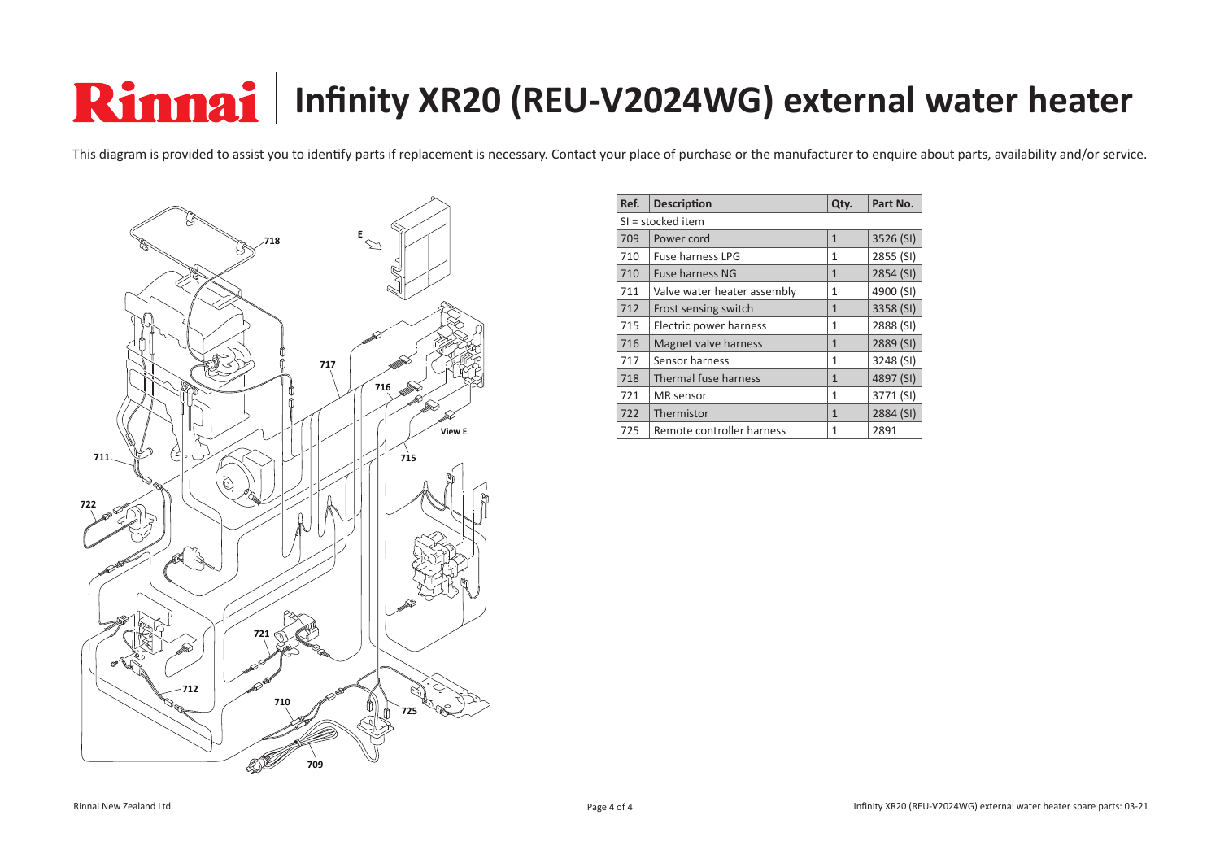# Rinnai | Infinity XR20 (REU-V2024WG) external water heater

This diagram is provided to assist you to identify parts if replacement is necessary. Contact your place of purchase or the manufacturer to enquire about parts, availability and/or service.

718
E
717
716
View E
715
711
722
721
712
710
725
709

| Ref. | Description | Qty. | Part No. |
|---|---|---|---|
| SI = stocked item | | | |
| 709 | Power cord | 1 | 3526 (SI) |
| 710 | Fuse harness LPG | 1 | 2855 (SI) |
| 710 | Fuse harness NG | 1 | 2854 (SI) |
| 711 | Valve water heater assembly | 1 | 4900 (SI) |
| 712 | Frost sensing switch | 1 | 3358 (SI) |
| 715 | Electric power harness | 1 | 2888 (SI) |
| 716 | Magnet valve harness | 1 | 2889 (SI) |
| 717 | Sensor harness | 1 | 3248 (SI) |
| 718 | Thermal fuse harness | 1 | 4897 (SI) |
| 721 | MR sensor | 1 | 3771 (SI) |
| 722 | Thermistor | 1 | 2884 (SI) |
| 725 | Remote controller harness | 1 | 2891 |